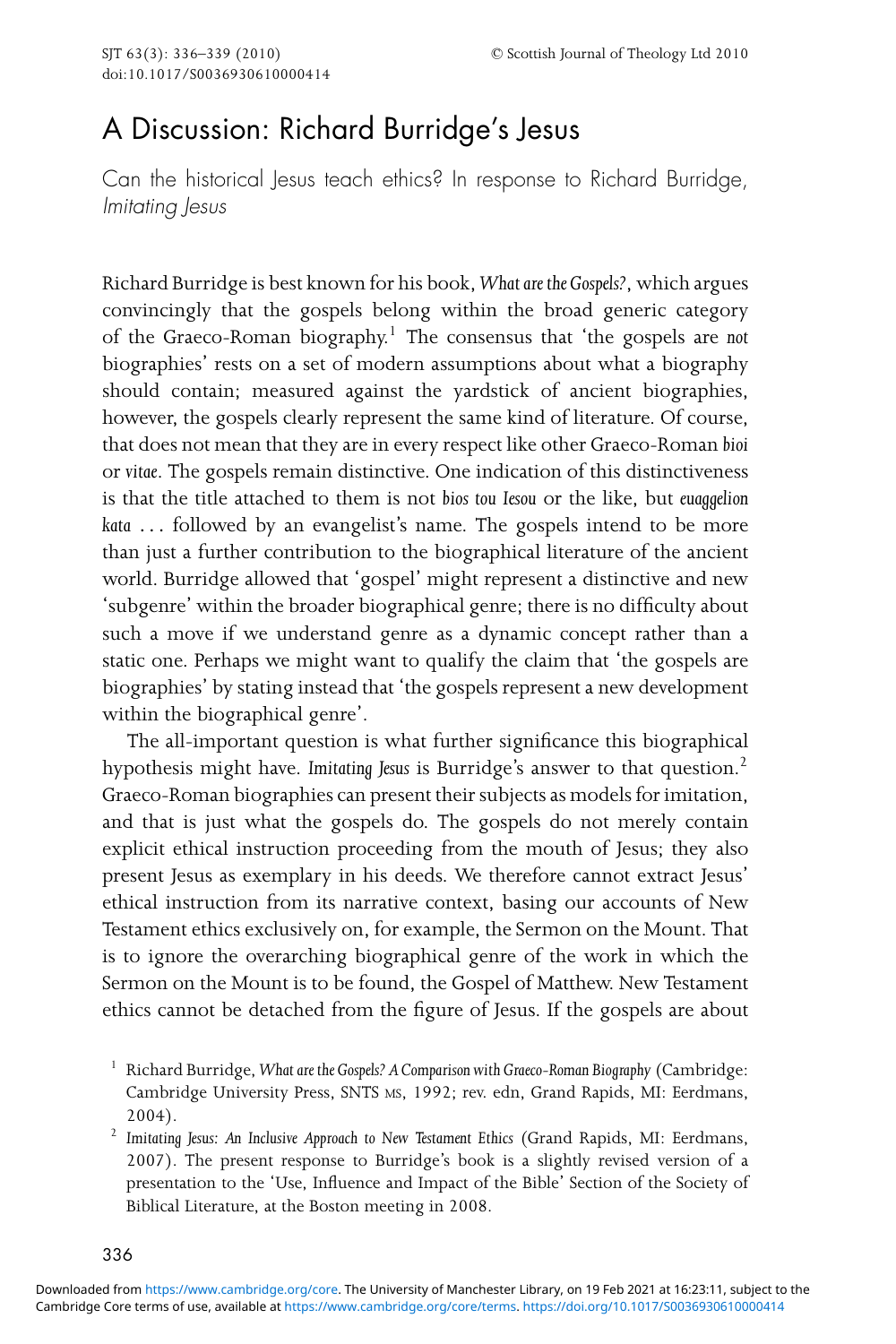# A Discussion: Richard Burridge's Jesus

Can the historical Jesus teach ethics? In response to Richard Burridge, *Imitating Jesus*

Richard Burridge is best known for his book, *What are the Gospels?*, which argues convincingly that the gospels belong within the broad generic category of the Graeco-Roman biography.[1] The consensus that 'the gospels are *not* biographies' rests on a set of modern assumptions about what a biography should contain; measured against the yardstick of ancient biographies, however, the gospels clearly represent the same kind of literature. Of course, that does not mean that they are in every respect like other Graeco-Roman *bioi* or *vitae*. The gospels remain distinctive. One indication of this distinctiveness is that the title attached to them is not *bios tou Iesou* or the like, but *euaggelion kata* . . . followed by an evangelist's name. The gospels intend to be more than just a further contribution to the biographical literature of the ancient world. Burridge allowed that 'gospel' might represent a distinctive and new 'subgenre' within the broader biographical genre; there is no difficulty about such a move if we understand genre as a dynamic concept rather than a static one. Perhaps we might want to qualify the claim that 'the gospels are biographies' by stating instead that 'the gospels represent a new development within the biographical genre'.

The all-important question is what further significance this biographical hypothesis might have. *Imitating Jesus* is Burridge's answer to that question.[2] Graeco-Roman biographies can present their subjects as models for imitation, and that is just what the gospels do. The gospels do not merely contain explicit ethical instruction proceeding from the mouth of Jesus; they also present Jesus as exemplary in his deeds. We therefore cannot extract Jesus' ethical instruction from its narrative context, basing our accounts of New Testament ethics exclusively on, for example, the Sermon on the Mount. That is to ignore the overarching biographical genre of the work in which the Sermon on the Mount is to be found, the Gospel of Matthew. New Testament ethics cannot be detached from the figure of Jesus. If the gospels are about

[1] Richard Burridge, *What are the Gospels? A Comparison with Graeco-Roman Biography* (Cambridge: Cambridge University Press, SNTS MS, 1992; rev. edn, Grand Rapids, MI: Eerdmans, 2004).

[2] *Imitating Jesus: An Inclusive Approach to New Testament Ethics* (Grand Rapids, MI: Eerdmans, 2007). The present response to Burridge's book is a slightly revised version of a presentation to the 'Use, Influence and Impact of the Bible' Section of the Society of Biblical Literature, at the Boston meeting in 2008.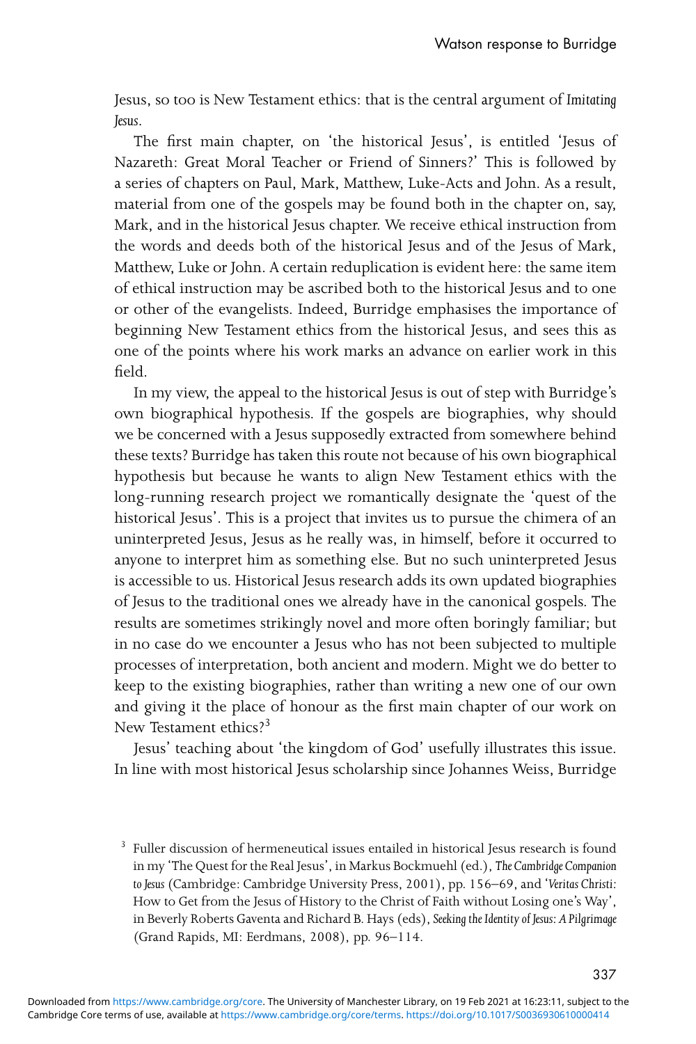Jesus, so too is New Testament ethics: that is the central argument of *Imitating Jesus*.

The first main chapter, on 'the historical Jesus', is entitled 'Jesus of Nazareth: Great Moral Teacher or Friend of Sinners?' This is followed by a series of chapters on Paul, Mark, Matthew, Luke-Acts and John. As a result, material from one of the gospels may be found both in the chapter on, say, Mark, and in the historical Jesus chapter. We receive ethical instruction from the words and deeds both of the historical Jesus and of the Jesus of Mark, Matthew, Luke or John. A certain reduplication is evident here: the same item of ethical instruction may be ascribed both to the historical Jesus and to one or other of the evangelists. Indeed, Burridge emphasises the importance of beginning New Testament ethics from the historical Jesus, and sees this as one of the points where his work marks an advance on earlier work in this field.

In my view, the appeal to the historical Jesus is out of step with Burridge's own biographical hypothesis. If the gospels are biographies, why should we be concerned with a Jesus supposedly extracted from somewhere behind these texts? Burridge has taken this route not because of his own biographical hypothesis but because he wants to align New Testament ethics with the long-running research project we romantically designate the 'quest of the historical Jesus'. This is a project that invites us to pursue the chimera of an uninterpreted Jesus, Jesus as he really was, in himself, before it occurred to anyone to interpret him as something else. But no such uninterpreted Jesus is accessible to us. Historical Jesus research adds its own updated biographies of Jesus to the traditional ones we already have in the canonical gospels. The results are sometimes strikingly novel and more often boringly familiar; but in no case do we encounter a Jesus who has not been subjected to multiple processes of interpretation, both ancient and modern. Might we do better to keep to the existing biographies, rather than writing a new one of our own and giving it the place of honour as the first main chapter of our work on New Testament ethics?[3]

Jesus' teaching about 'the kingdom of God' usefully illustrates this issue. In line with most historical Jesus scholarship since Johannes Weiss, Burridge

[3] Fuller discussion of hermeneutical issues entailed in historical Jesus research is found in my 'The Quest for the Real Jesus', in Markus Bockmuehl (ed.), *The Cambridge Companion to Jesus* (Cambridge: Cambridge University Press, 2001), pp. 156–69, and '*Veritas Christi*: How to Get from the Jesus of History to the Christ of Faith without Losing one's Way', in Beverly Roberts Gaventa and Richard B. Hays (eds), *Seeking the Identity of Jesus: A Pilgrimage* (Grand Rapids, MI: Eerdmans, 2008), pp. 96–114.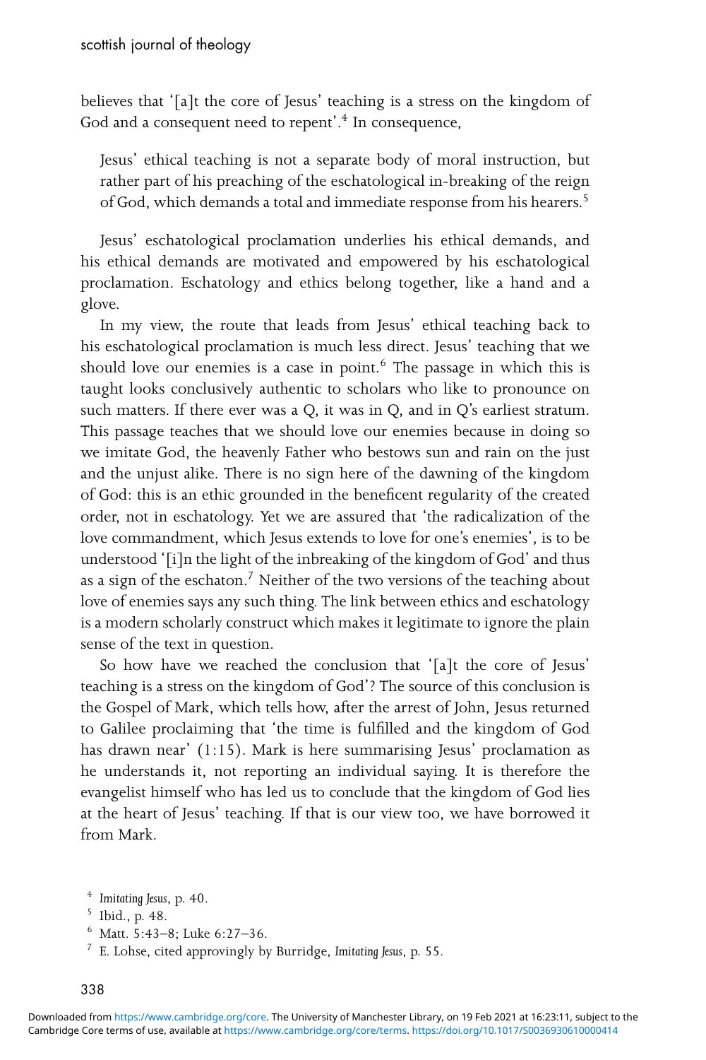believes that '[a]t the core of Jesus' teaching is a stress on the kingdom of God and a consequent need to repent'.[4] In consequence,

> Jesus' ethical teaching is not a separate body of moral instruction, but rather part of his preaching of the eschatological in-breaking of the reign of God, which demands a total and immediate response from his hearers.[5]

Jesus' eschatological proclamation underlies his ethical demands, and his ethical demands are motivated and empowered by his eschatological proclamation. Eschatology and ethics belong together, like a hand and a glove.

In my view, the route that leads from Jesus' ethical teaching back to his eschatological proclamation is much less direct. Jesus' teaching that we should love our enemies is a case in point.[6] The passage in which this is taught looks conclusively authentic to scholars who like to pronounce on such matters. If there ever was a Q, it was in Q, and in Q's earliest stratum. This passage teaches that we should love our enemies because in doing so we imitate God, the heavenly Father who bestows sun and rain on the just and the unjust alike. There is no sign here of the dawning of the kingdom of God: this is an ethic grounded in the beneficent regularity of the created order, not in eschatology. Yet we are assured that 'the radicalization of the love commandment, which Jesus extends to love for one's enemies', is to be understood '[i]n the light of the inbreaking of the kingdom of God' and thus as a sign of the eschaton.[7] Neither of the two versions of the teaching about love of enemies says any such thing. The link between ethics and eschatology is a modern scholarly construct which makes it legitimate to ignore the plain sense of the text in question.

So how have we reached the conclusion that '[a]t the core of Jesus' teaching is a stress on the kingdom of God'? The source of this conclusion is the Gospel of Mark, which tells how, after the arrest of John, Jesus returned to Galilee proclaiming that 'the time is fulfilled and the kingdom of God has drawn near' (1:15). Mark is here summarising Jesus' proclamation as he understands it, not reporting an individual saying. It is therefore the evangelist himself who has led us to conclude that the kingdom of God lies at the heart of Jesus' teaching. If that is our view too, we have borrowed it from Mark.

---

[4] *Imitating Jesus*, p. 40.

[5] Ibid., p. 48.

[6] Matt. 5:43–8; Luke 6:27–36.

[7] E. Lohse, cited approvingly by Burridge, *Imitating Jesus*, p. 55.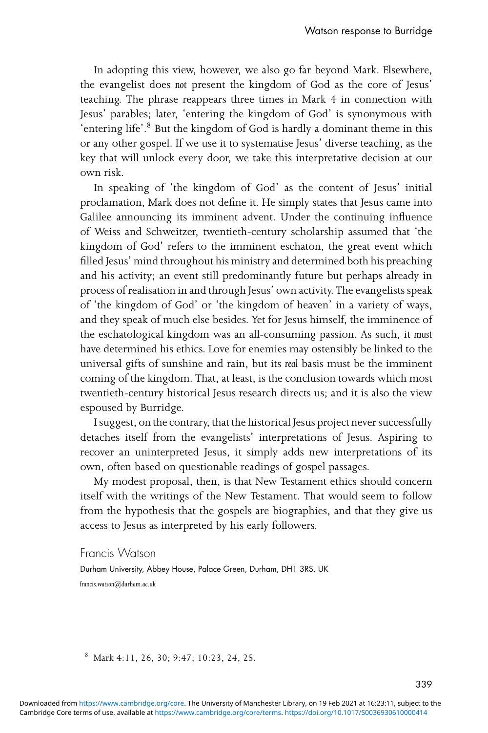In adopting this view, however, we also go far beyond Mark. Elsewhere, the evangelist does *not* present the kingdom of God as the core of Jesus' teaching. The phrase reappears three times in Mark 4 in connection with Jesus' parables; later, 'entering the kingdom of God' is synonymous with 'entering life'.[8] But the kingdom of God is hardly a dominant theme in this or any other gospel. If we use it to systematise Jesus' diverse teaching, as the key that will unlock every door, we take this interpretative decision at our own risk.

In speaking of 'the kingdom of God' as the content of Jesus' initial proclamation, Mark does not define it. He simply states that Jesus came into Galilee announcing its imminent advent. Under the continuing influence of Weiss and Schweitzer, twentieth-century scholarship assumed that 'the kingdom of God' refers to the imminent eschaton, the great event which filled Jesus' mind throughout his ministry and determined both his preaching and his activity; an event still predominantly future but perhaps already in process of realisation in and through Jesus' own activity. The evangelists speak of 'the kingdom of God' or 'the kingdom of heaven' in a variety of ways, and they speak of much else besides. Yet for Jesus himself, the imminence of the eschatological kingdom was an all-consuming passion. As such, it *must* have determined his ethics. Love for enemies may ostensibly be linked to the universal gifts of sunshine and rain, but its *real* basis must be the imminent coming of the kingdom. That, at least, is the conclusion towards which most twentieth-century historical Jesus research directs us; and it is also the view espoused by Burridge.

I suggest, on the contrary, that the historical Jesus project never successfully detaches itself from the evangelists' interpretations of Jesus. Aspiring to recover an uninterpreted Jesus, it simply adds new interpretations of its own, often based on questionable readings of gospel passages.

My modest proposal, then, is that New Testament ethics should concern itself with the writings of the New Testament. That would seem to follow from the hypothesis that the gospels are biographies, and that they give us access to Jesus as interpreted by his early followers.

Francis Watson

Durham University, Abbey House, Palace Green, Durham, DH1 3RS, UK

francis.watson@durham.ac.uk

---

[8] Mark 4:11, 26, 30; 9:47; 10:23, 24, 25.